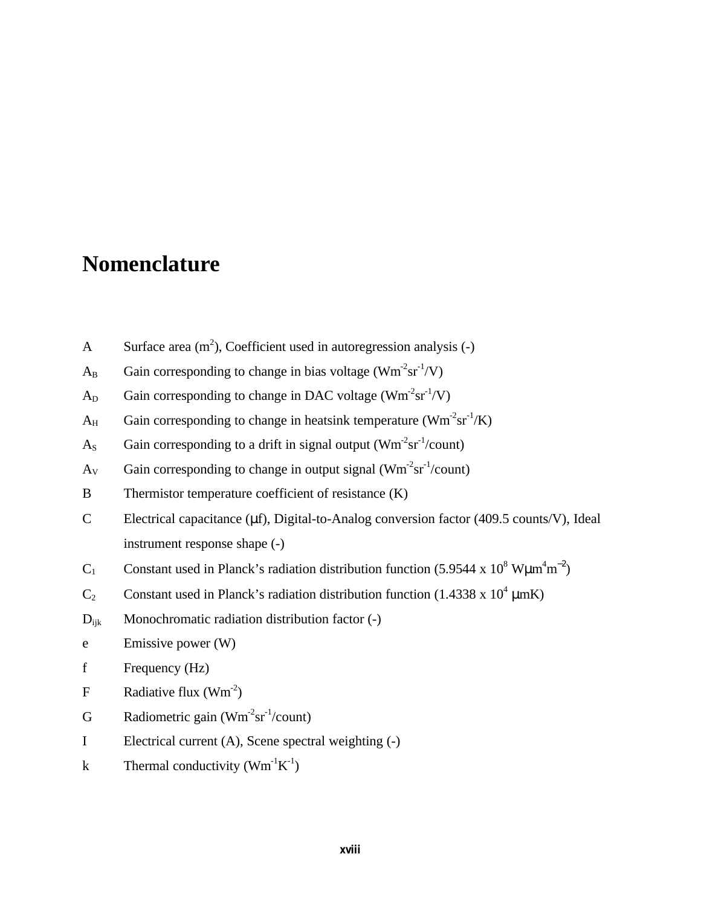# Nomenclature

| | |
|---|---|
| A | Surface area ($m^2$), Coefficient used in autoregression analysis (-) |
| $A_B$ | Gain corresponding to change in bias voltage ($Wm^{-2}sr^{-1}/V$) |
| $A_D$ | Gain corresponding to change in DAC voltage ($Wm^{-2}sr^{-1}/V$) |
| $A_H$ | Gain corresponding to change in heatsink temperature ($Wm^{-2}sr^{-1}/K$) |
| $A_S$ | Gain corresponding to a drift in signal output ($Wm^{-2}sr^{-1}$/count) |
| $A_V$ | Gain corresponding to change in output signal ($Wm^{-2}sr^{-1}$/count) |
| B | Thermistor temperature coefficient of resistance (K) |
| C | Electrical capacitance (μf), Digital-to-Analog conversion factor (409.5 counts/V), Ideal instrument response shape (-) |
| $C_1$ | Constant used in Planck's radiation distribution function ($5.9544 \times 10^8$ $W\mu m^4m^{-2}$) |
| $C_2$ | Constant used in Planck's radiation distribution function ($1.4338 \times 10^4$ μmK) |
| $D_{ijk}$ | Monochromatic radiation distribution factor (-) |
| e | Emissive power (W) |
| f | Frequency (Hz) |
| F | Radiative flux ($Wm^{-2}$) |
| G | Radiometric gain ($Wm^{-2}sr^{-1}$/count) |
| I | Electrical current (A), Scene spectral weighting (-) |
| k | Thermal conductivity ($Wm^{-1}K^{-1}$) |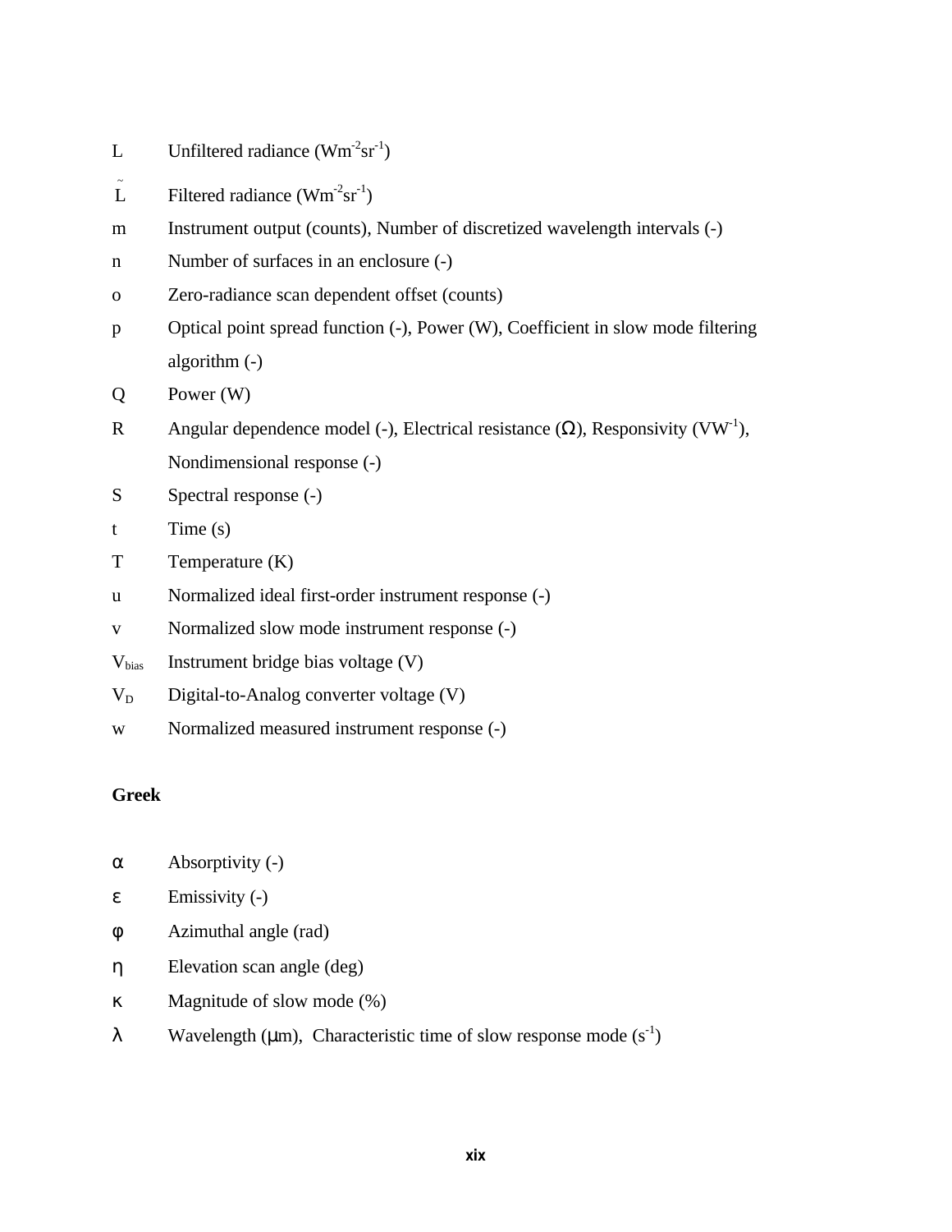| | |
|---|---|
| $L$ | Unfiltered radiance ($Wm^{-2}sr^{-1}$) |
| $\tilde{L}$ | Filtered radiance ($Wm^{-2}sr^{-1}$) |
| m | Instrument output (counts), Number of discretized wavelength intervals (-) |
| n | Number of surfaces in an enclosure (-) |
| o | Zero-radiance scan dependent offset (counts) |
| p | Optical point spread function (-), Power (W), Coefficient in slow mode filtering algorithm (-) |
| Q | Power (W) |
| R | Angular dependence model (-), Electrical resistance (Ω), Responsivity ($VW^{-1}$), Nondimensional response (-) |
| S | Spectral response (-) |
| t | Time (s) |
| T | Temperature (K) |
| u | Normalized ideal first-order instrument response (-) |
| v | Normalized slow mode instrument response (-) |
| $V_{bias}$ | Instrument bridge bias voltage (V) |
| $V_D$ | Digital-to-Analog converter voltage (V) |
| w | Normalized measured instrument response (-) |

**Greek**

| | |
|---|---|
| α | Absorptivity (-) |
| ε | Emissivity (-) |
| φ | Azimuthal angle (rad) |
| η | Elevation scan angle (deg) |
| κ | Magnitude of slow mode (%) |
| λ | Wavelength (μm), Characteristic time of slow response mode ($s^{-1}$) |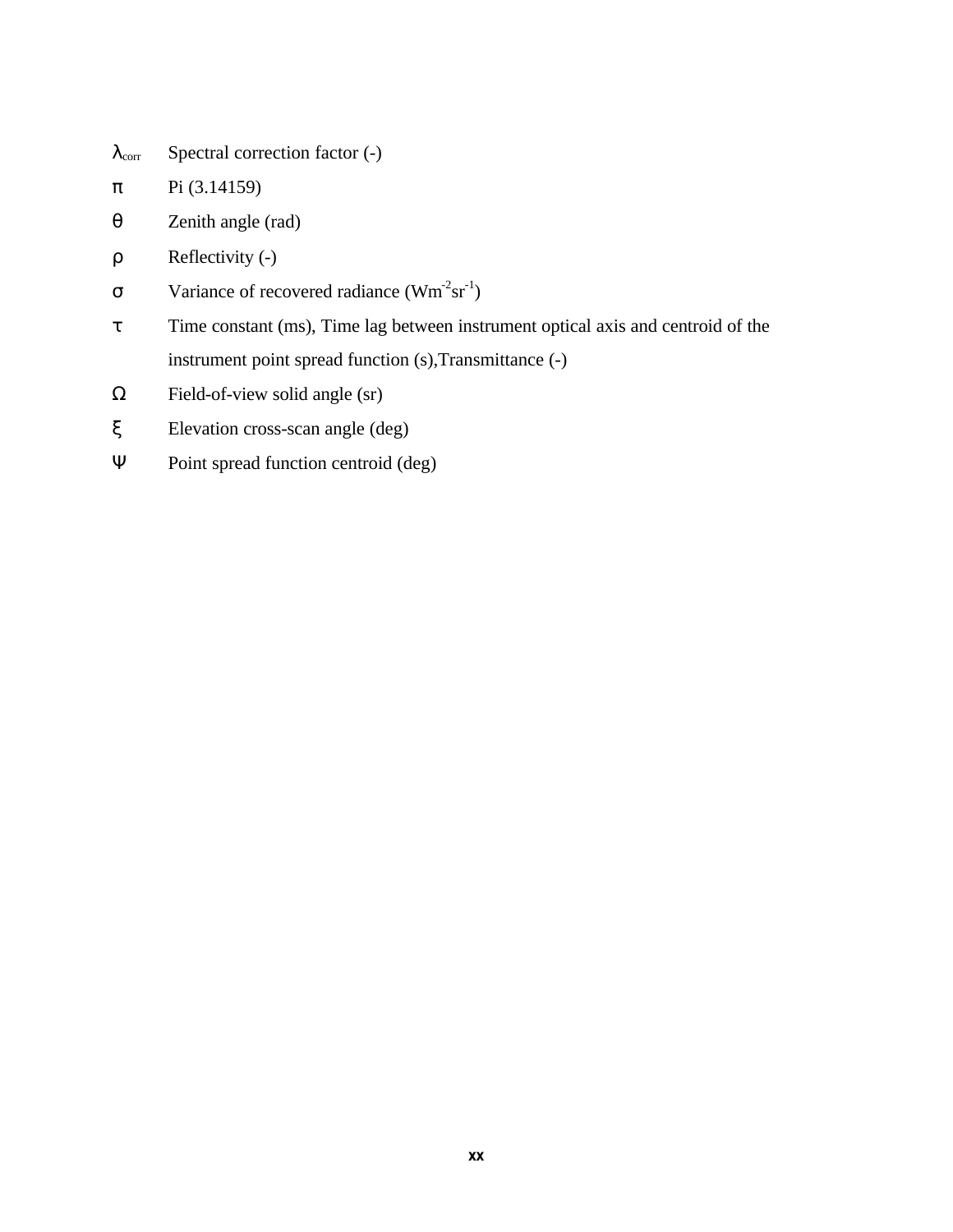$\lambda_{corr}$ Spectral correction factor (-)

$\pi$ Pi (3.14159)

$\theta$ Zenith angle (rad)

$\rho$ Reflectivity (-)

$\sigma$ Variance of recovered radiance ($Wm^{-2}sr^{-1}$)

$\tau$ Time constant (ms), Time lag between instrument optical axis and centroid of the instrument point spread function (s),Transmittance (-)

$\Omega$ Field-of-view solid angle (sr)

$\xi$ Elevation cross-scan angle (deg)

$\Psi$ Point spread function centroid (deg)